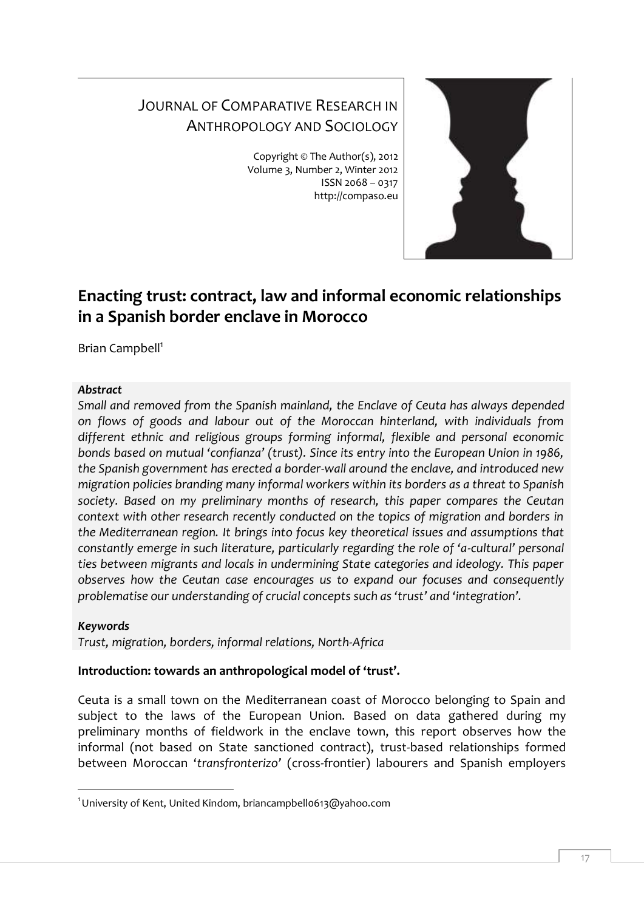JOURNAL OF COMPARATIVE RESEARCH IN ANTHROPOLOGY AND SOCIOLOGY

Copyright © The Author(s), 2012
Volume 3, Number 2, Winter 2012
ISSN 2068 – 0317
http://compaso.eu

# Enacting trust: contract, law and informal economic relationships in a Spanish border enclave in Morocco

Brian Campbell[1]

***Abstract***

*Small and removed from the Spanish mainland, the Enclave of Ceuta has always depended on flows of goods and labour out of the Moroccan hinterland, with individuals from different ethnic and religious groups forming informal, flexible and personal economic bonds based on mutual 'confianza' (trust). Since its entry into the European Union in 1986, the Spanish government has erected a border-wall around the enclave, and introduced new migration policies branding many informal workers within its borders as a threat to Spanish society. Based on my preliminary months of research, this paper compares the Ceutan context with other research recently conducted on the topics of migration and borders in the Mediterranean region. It brings into focus key theoretical issues and assumptions that constantly emerge in such literature, particularly regarding the role of 'a-cultural' personal ties between migrants and locals in undermining State categories and ideology. This paper observes how the Ceutan case encourages us to expand our focuses and consequently problematise our understanding of crucial concepts such as 'trust' and 'integration'.*

***Keywords***

*Trust, migration, borders, informal relations, North-Africa*

**Introduction: towards an anthropological model of 'trust'.**

Ceuta is a small town on the Mediterranean coast of Morocco belonging to Spain and subject to the laws of the European Union. Based on data gathered during my preliminary months of fieldwork in the enclave town, this report observes how the informal (not based on State sanctioned contract), trust-based relationships formed between Moroccan '*transfronterizo*' (cross-frontier) labourers and Spanish employers

---

[1] University of Kent, United Kindom, briancampbell0613@yahoo.com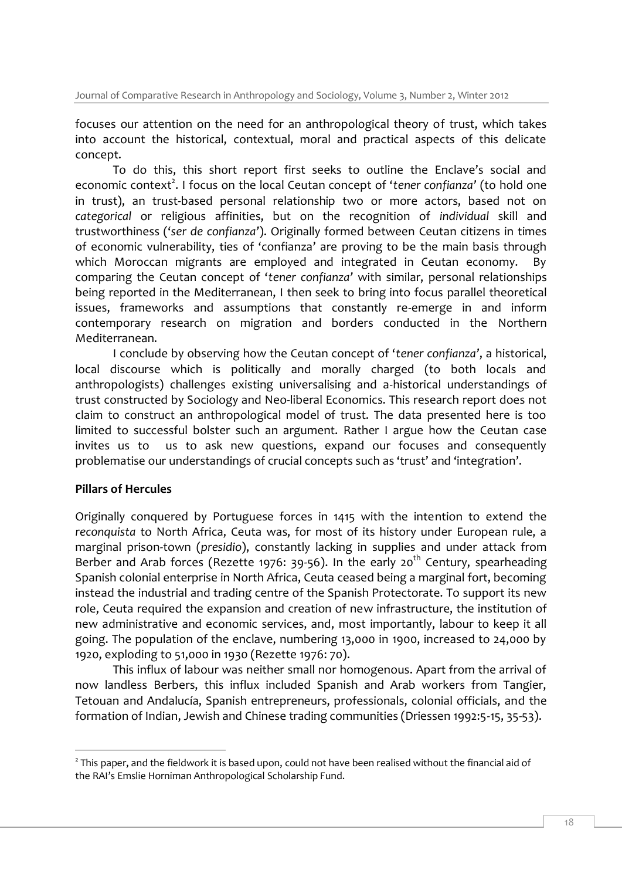focuses our attention on the need for an anthropological theory of trust, which takes into account the historical, contextual, moral and practical aspects of this delicate concept.

To do this, this short report first seeks to outline the Enclave's social and economic context[2]. I focus on the local Ceutan concept of '*tener confianza*' (to hold one in trust), an trust-based personal relationship two or more actors, based not on *categorical* or religious affinities, but on the recognition of *individual* skill and trustworthiness ('*ser de confianza*'). Originally formed between Ceutan citizens in times of economic vulnerability, ties of 'confianza' are proving to be the main basis through which Moroccan migrants are employed and integrated in Ceutan economy. By comparing the Ceutan concept of '*tener confianza*' with similar, personal relationships being reported in the Mediterranean, I then seek to bring into focus parallel theoretical issues, frameworks and assumptions that constantly re-emerge in and inform contemporary research on migration and borders conducted in the Northern Mediterranean.

I conclude by observing how the Ceutan concept of '*tener confianza*', a historical, local discourse which is politically and morally charged (to both locals and anthropologists) challenges existing universalising and a-historical understandings of trust constructed by Sociology and Neo-liberal Economics. This research report does not claim to construct an anthropological model of trust. The data presented here is too limited to successful bolster such an argument. Rather I argue how the Ceutan case invites us to us to ask new questions, expand our focuses and consequently problematise our understandings of crucial concepts such as 'trust' and 'integration'.

**Pillars of Hercules**

Originally conquered by Portuguese forces in 1415 with the intention to extend the *reconquista* to North Africa, Ceuta was, for most of its history under European rule, a marginal prison-town (*presidio*), constantly lacking in supplies and under attack from Berber and Arab forces (Rezette 1976: 39-56). In the early 20th Century, spearheading Spanish colonial enterprise in North Africa, Ceuta ceased being a marginal fort, becoming instead the industrial and trading centre of the Spanish Protectorate. To support its new role, Ceuta required the expansion and creation of new infrastructure, the institution of new administrative and economic services, and, most importantly, labour to keep it all going. The population of the enclave, numbering 13,000 in 1900, increased to 24,000 by 1920, exploding to 51,000 in 1930 (Rezette 1976: 70).

This influx of labour was neither small nor homogenous. Apart from the arrival of now landless Berbers, this influx included Spanish and Arab workers from Tangier, Tetouan and Andalucía, Spanish entrepreneurs, professionals, colonial officials, and the formation of Indian, Jewish and Chinese trading communities (Driessen 1992:5-15, 35-53).

[2] This paper, and the fieldwork it is based upon, could not have been realised without the financial aid of the RAI's Emslie Horniman Anthropological Scholarship Fund.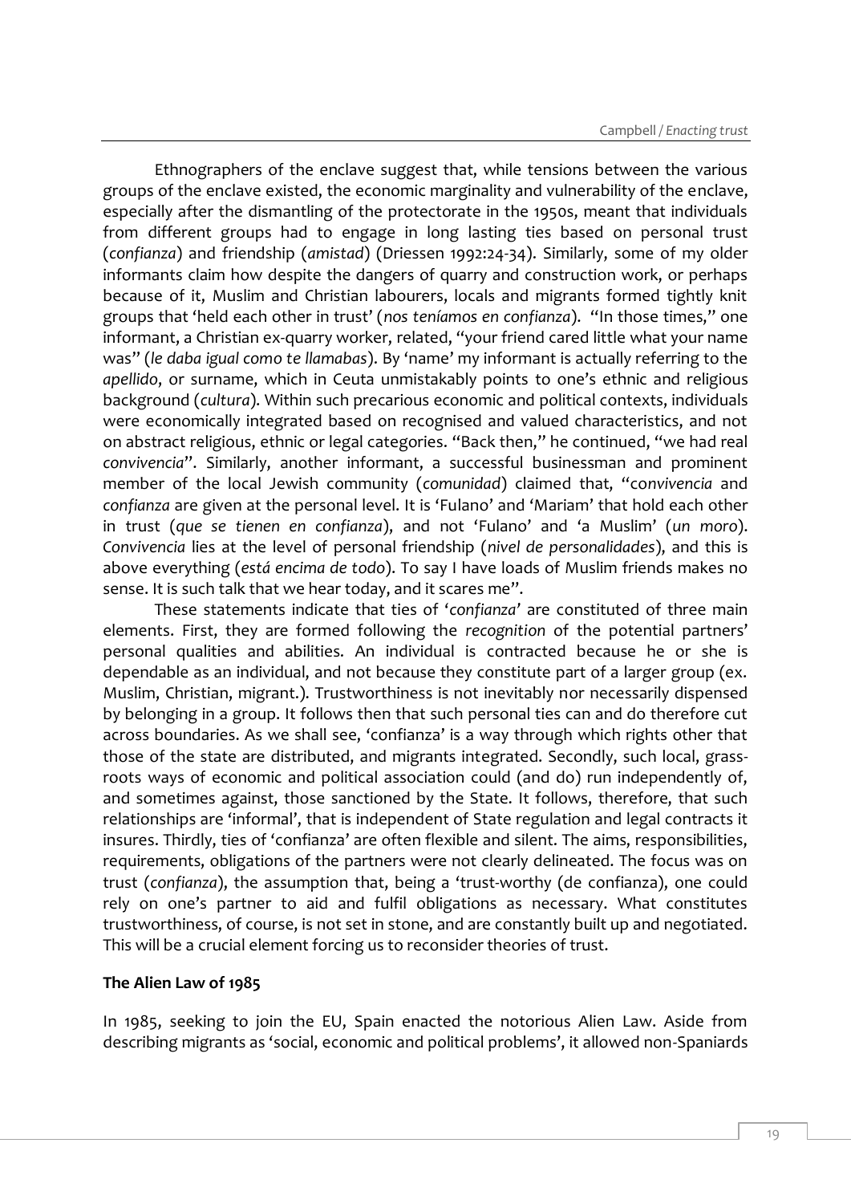Ethnographers of the enclave suggest that, while tensions between the various groups of the enclave existed, the economic marginality and vulnerability of the enclave, especially after the dismantling of the protectorate in the 1950s, meant that individuals from different groups had to engage in long lasting ties based on personal trust (*confianza*) and friendship (*amistad*) (Driessen 1992:24-34). Similarly, some of my older informants claim how despite the dangers of quarry and construction work, or perhaps because of it, Muslim and Christian labourers, locals and migrants formed tightly knit groups that 'held each other in trust' (*nos teníamos en confianza*). "In those times," one informant, a Christian ex-quarry worker, related, "your friend cared little what your name was" (*le daba igual como te llamabas*). By 'name' my informant is actually referring to the *apellido*, or surname, which in Ceuta unmistakably points to one's ethnic and religious background (*cultura*). Within such precarious economic and political contexts, individuals were economically integrated based on recognised and valued characteristics, and not on abstract religious, ethnic or legal categories. "Back then," he continued, "we had real *convivencia*". Similarly, another informant, a successful businessman and prominent member of the local Jewish community (*comunidad*) claimed that, "*convivencia* and *confianza* are given at the personal level. It is 'Fulano' and 'Mariam' that hold each other in trust (*que se tienen en confianza*), and not 'Fulano' and 'a Muslim' (*un moro*). *Convivencia* lies at the level of personal friendship (*nivel de personalidades*), and this is above everything (*está encima de todo*). To say I have loads of Muslim friends makes no sense. It is such talk that we hear today, and it scares me".

These statements indicate that ties of '*confianza*' are constituted of three main elements. First, they are formed following the *recognition* of the potential partners' personal qualities and abilities. An individual is contracted because he or she is dependable as an individual, and not because they constitute part of a larger group (ex. Muslim, Christian, migrant.). Trustworthiness is not inevitably nor necessarily dispensed by belonging in a group. It follows then that such personal ties can and do therefore cut across boundaries. As we shall see, 'confianza' is a way through which rights other that those of the state are distributed, and migrants integrated. Secondly, such local, grass-roots ways of economic and political association could (and do) run independently of, and sometimes against, those sanctioned by the State. It follows, therefore, that such relationships are 'informal', that is independent of State regulation and legal contracts it insures. Thirdly, ties of 'confianza' are often flexible and silent. The aims, responsibilities, requirements, obligations of the partners were not clearly delineated. The focus was on trust (*confianza*), the assumption that, being a 'trust-worthy (de confianza), one could rely on one's partner to aid and fulfil obligations as necessary. What constitutes trustworthiness, of course, is not set in stone, and are constantly built up and negotiated. This will be a crucial element forcing us to reconsider theories of trust.

**The Alien Law of 1985**

In 1985, seeking to join the EU, Spain enacted the notorious Alien Law. Aside from describing migrants as 'social, economic and political problems', it allowed non-Spaniards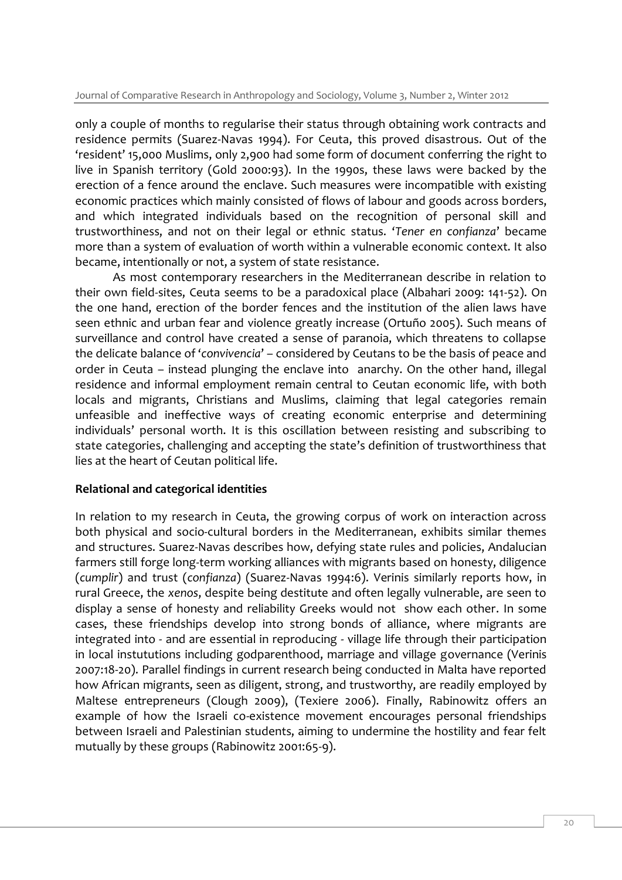only a couple of months to regularise their status through obtaining work contracts and residence permits (Suarez-Navas 1994). For Ceuta, this proved disastrous. Out of the 'resident' 15,000 Muslims, only 2,900 had some form of document conferring the right to live in Spanish territory (Gold 2000:93). In the 1990s, these laws were backed by the erection of a fence around the enclave. Such measures were incompatible with existing economic practices which mainly consisted of flows of labour and goods across borders, and which integrated individuals based on the recognition of personal skill and trustworthiness, and not on their legal or ethnic status. '*Tener en confianza*' became more than a system of evaluation of worth within a vulnerable economic context. It also became, intentionally or not, a system of state resistance.

As most contemporary researchers in the Mediterranean describe in relation to their own field-sites, Ceuta seems to be a paradoxical place (Albahari 2009: 141-52). On the one hand, erection of the border fences and the institution of the alien laws have seen ethnic and urban fear and violence greatly increase (Ortuño 2005). Such means of surveillance and control have created a sense of paranoia, which threatens to collapse the delicate balance of '*convivencia*' – considered by Ceutans to be the basis of peace and order in Ceuta – instead plunging the enclave into anarchy. On the other hand, illegal residence and informal employment remain central to Ceutan economic life, with both locals and migrants, Christians and Muslims, claiming that legal categories remain unfeasible and ineffective ways of creating economic enterprise and determining individuals' personal worth. It is this oscillation between resisting and subscribing to state categories, challenging and accepting the state's definition of trustworthiness that lies at the heart of Ceutan political life.

**Relational and categorical identities**

In relation to my research in Ceuta, the growing corpus of work on interaction across both physical and socio-cultural borders in the Mediterranean, exhibits similar themes and structures. Suarez-Navas describes how, defying state rules and policies, Andalucian farmers still forge long-term working alliances with migrants based on honesty, diligence (*cumplir*) and trust (*confianza*) (Suarez-Navas 1994:6). Verinis similarly reports how, in rural Greece, the *xenos*, despite being destitute and often legally vulnerable, are seen to display a sense of honesty and reliability Greeks would not show each other. In some cases, these friendships develop into strong bonds of alliance, where migrants are integrated into - and are essential in reproducing - village life through their participation in local instutitions including godparenthood, marriage and village governance (Verinis 2007:18-20). Parallel findings in current research being conducted in Malta have reported how African migrants, seen as diligent, strong, and trustworthy, are readily employed by Maltese entrepreneurs (Clough 2009), (Texiere 2006). Finally, Rabinowitz offers an example of how the Israeli co-existence movement encourages personal friendships between Israeli and Palestinian students, aiming to undermine the hostility and fear felt mutually by these groups (Rabinowitz 2001:65-9).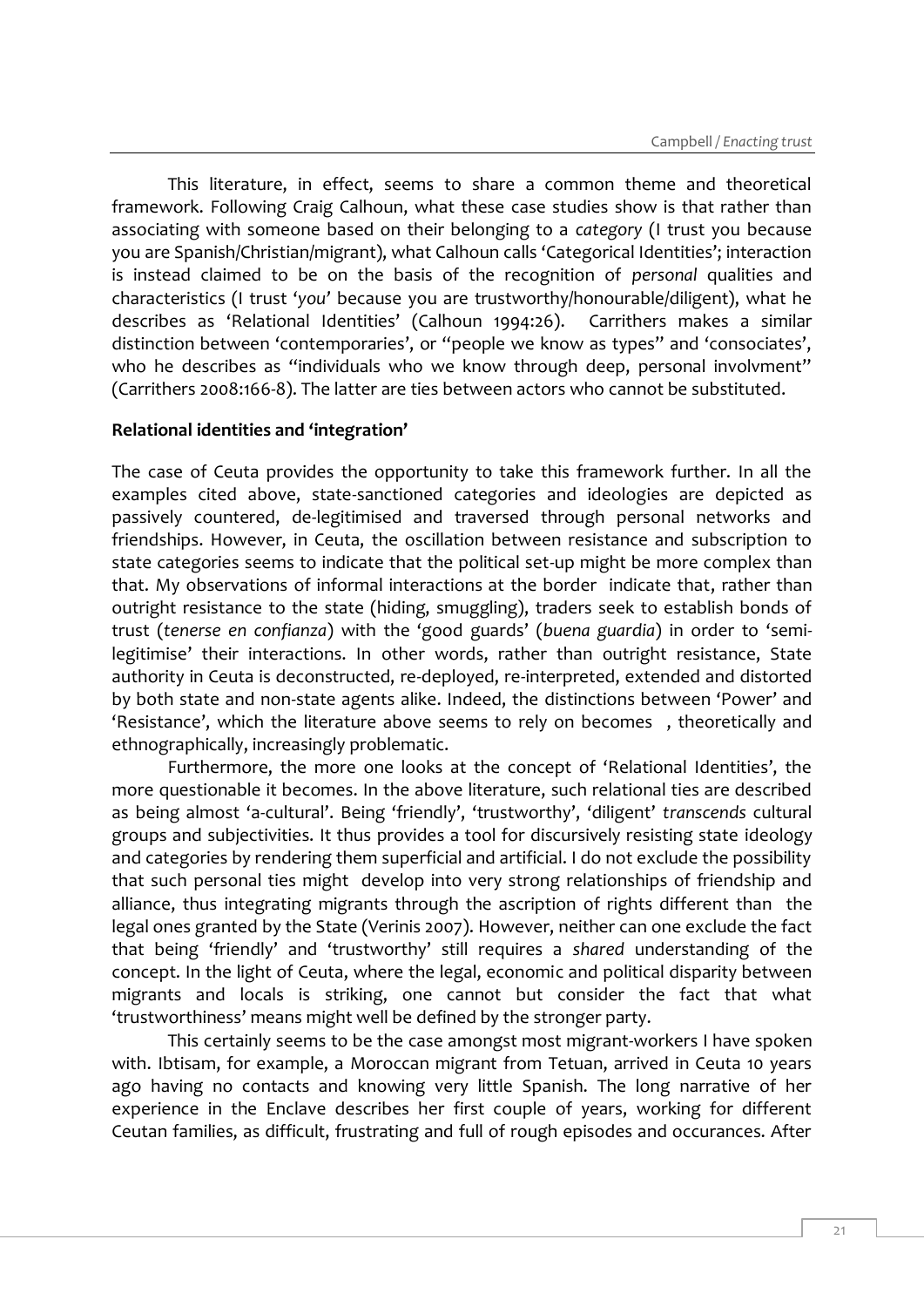This literature, in effect, seems to share a common theme and theoretical framework. Following Craig Calhoun, what these case studies show is that rather than associating with someone based on their belonging to a *category* (I trust you because you are Spanish/Christian/migrant), what Calhoun calls 'Categorical Identities'; interaction is instead claimed to be on the basis of the recognition of *personal* qualities and characteristics (I trust '*you*' because you are trustworthy/honourable/diligent), what he describes as 'Relational Identities' (Calhoun 1994:26). Carrithers makes a similar distinction between 'contemporaries', or "people we know as types" and 'consociates', who he describes as "individuals who we know through deep, personal involvment" (Carrithers 2008:166-8). The latter are ties between actors who cannot be substituted.

**Relational identities and 'integration'**

The case of Ceuta provides the opportunity to take this framework further. In all the examples cited above, state-sanctioned categories and ideologies are depicted as passively countered, de-legitimised and traversed through personal networks and friendships. However, in Ceuta, the oscillation between resistance and subscription to state categories seems to indicate that the political set-up might be more complex than that. My observations of informal interactions at the border indicate that, rather than outright resistance to the state (hiding, smuggling), traders seek to establish bonds of trust (*tenerse en confianza*) with the 'good guards' (*buena guardia*) in order to 'semi-legitimise' their interactions. In other words, rather than outright resistance, State authority in Ceuta is deconstructed, re-deployed, re-interpreted, extended and distorted by both state and non-state agents alike. Indeed, the distinctions between 'Power' and 'Resistance', which the literature above seems to rely on becomes , theoretically and ethnographically, increasingly problematic.

Furthermore, the more one looks at the concept of 'Relational Identities', the more questionable it becomes. In the above literature, such relational ties are described as being almost 'a-cultural'. Being 'friendly', 'trustworthy', 'diligent' *transcends* cultural groups and subjectivities. It thus provides a tool for discursively resisting state ideology and categories by rendering them superficial and artificial. I do not exclude the possibility that such personal ties might develop into very strong relationships of friendship and alliance, thus integrating migrants through the ascription of rights different than the legal ones granted by the State (Verinis 2007). However, neither can one exclude the fact that being 'friendly' and 'trustworthy' still requires a *shared* understanding of the concept. In the light of Ceuta, where the legal, economic and political disparity between migrants and locals is striking, one cannot but consider the fact that what 'trustworthiness' means might well be defined by the stronger party.

This certainly seems to be the case amongst most migrant-workers I have spoken with. Ibtisam, for example, a Moroccan migrant from Tetuan, arrived in Ceuta 10 years ago having no contacts and knowing very little Spanish. The long narrative of her experience in the Enclave describes her first couple of years, working for different Ceutan families, as difficult, frustrating and full of rough episodes and occurances. After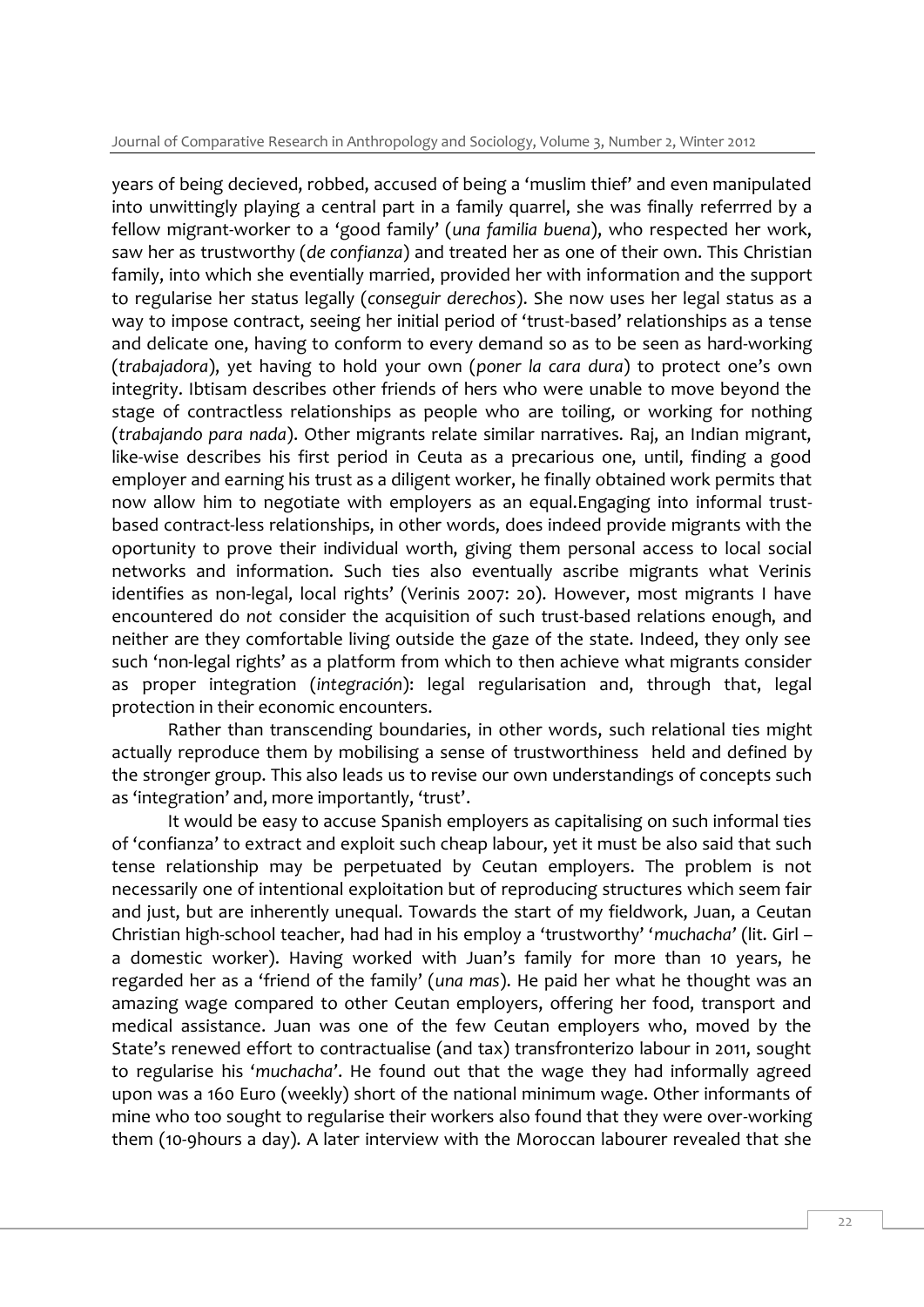years of being decieved, robbed, accused of being a 'muslim thief' and even manipulated into unwittingly playing a central part in a family quarrel, she was finally referrred by a fellow migrant-worker to a 'good family' (*una familia buena*), who respected her work, saw her as trustworthy (*de confianza*) and treated her as one of their own. This Christian family, into which she eventially married, provided her with information and the support to regularise her status legally (*conseguir derechos*). She now uses her legal status as a way to impose contract, seeing her initial period of 'trust-based' relationships as a tense and delicate one, having to conform to every demand so as to be seen as hard-working (*trabajadora*), yet having to hold your own (*poner la cara dura*) to protect one's own integrity. Ibtisam describes other friends of hers who were unable to move beyond the stage of contractless relationships as people who are toiling, or working for nothing (*trabajando para nada*). Other migrants relate similar narratives. Raj, an Indian migrant, like-wise describes his first period in Ceuta as a precarious one, until, finding a good employer and earning his trust as a diligent worker, he finally obtained work permits that now allow him to negotiate with employers as an equal.Engaging into informal trust-based contract-less relationships, in other words, does indeed provide migrants with the oportunity to prove their individual worth, giving them personal access to local social networks and information. Such ties also eventually ascribe migrants what Verinis identifies as non-legal, local rights' (Verinis 2007: 20). However, most migrants I have encountered do *not* consider the acquisition of such trust-based relations enough, and neither are they comfortable living outside the gaze of the state. Indeed, they only see such 'non-legal rights' as a platform from which to then achieve what migrants consider as proper integration (*integración*): legal regularisation and, through that, legal protection in their economic encounters.

Rather than transcending boundaries, in other words, such relational ties might actually reproduce them by mobilising a sense of trustworthiness held and defined by the stronger group. This also leads us to revise our own understandings of concepts such as 'integration' and, more importantly, 'trust'.

It would be easy to accuse Spanish employers as capitalising on such informal ties of 'confianza' to extract and exploit such cheap labour, yet it must be also said that such tense relationship may be perpetuated by Ceutan employers. The problem is not necessarily one of intentional exploitation but of reproducing structures which seem fair and just, but are inherently unequal. Towards the start of my fieldwork, Juan, a Ceutan Christian high-school teacher, had had in his employ a 'trustworthy' '*muchacha*' (lit. Girl – a domestic worker). Having worked with Juan's family for more than 10 years, he regarded her as a 'friend of the family' (*una mas*). He paid her what he thought was an amazing wage compared to other Ceutan employers, offering her food, transport and medical assistance. Juan was one of the few Ceutan employers who, moved by the State's renewed effort to contractualise (and tax) transfronterizo labour in 2011, sought to regularise his '*muchacha*'. He found out that the wage they had informally agreed upon was a 160 Euro (weekly) short of the national minimum wage. Other informants of mine who too sought to regularise their workers also found that they were over-working them (10-9hours a day). A later interview with the Moroccan labourer revealed that she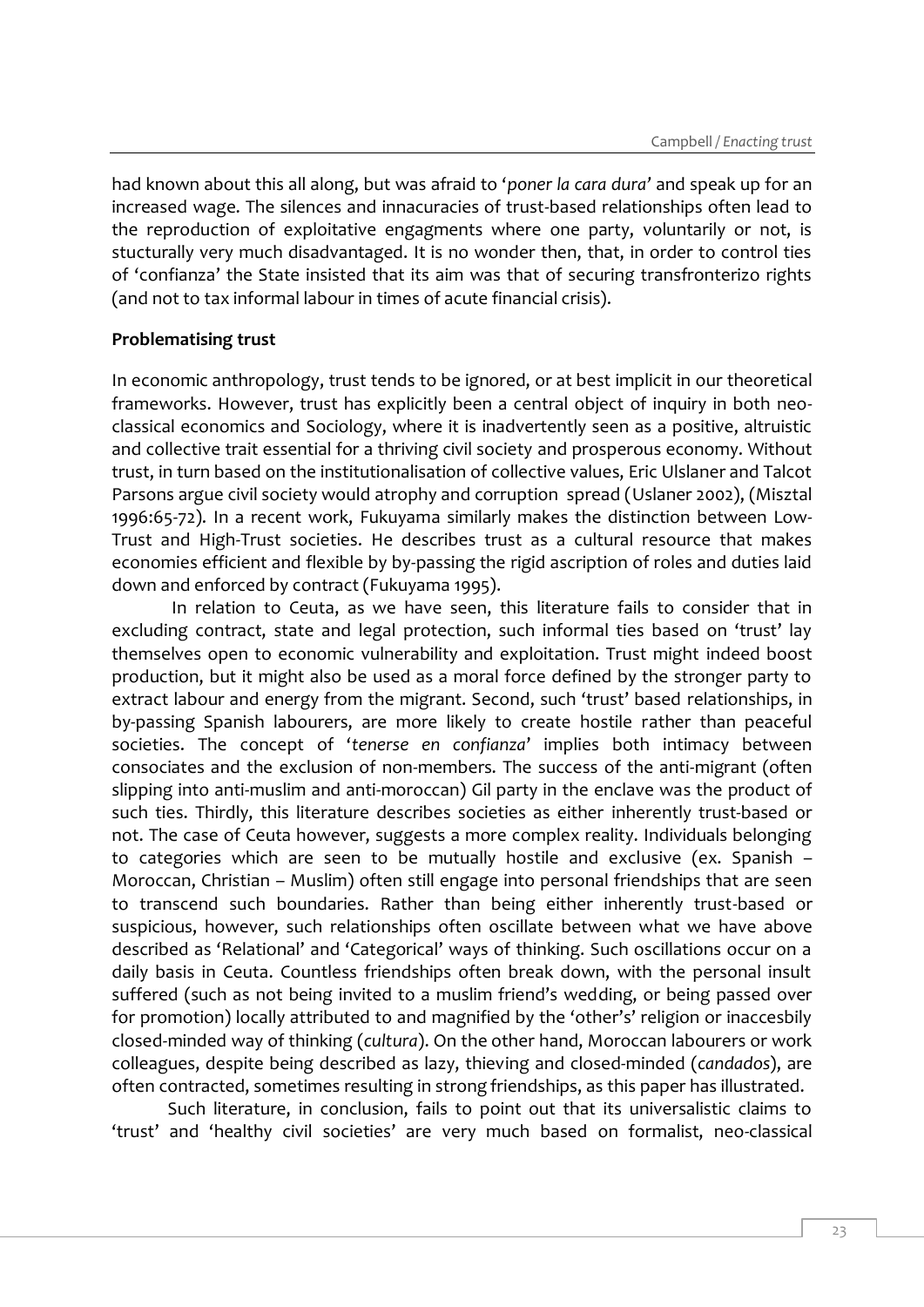had known about this all along, but was afraid to '*poner la cara dura*' and speak up for an increased wage. The silences and innacuracies of trust-based relationships often lead to the reproduction of exploitative engagments where one party, voluntarily or not, is stucturally very much disadvantaged. It is no wonder then, that, in order to control ties of 'confianza' the State insisted that its aim was that of securing transfronterizo rights (and not to tax informal labour in times of acute financial crisis).

**Problematising trust**

In economic anthropology, trust tends to be ignored, or at best implicit in our theoretical frameworks. However, trust has explicitly been a central object of inquiry in both neo-classical economics and Sociology, where it is inadvertently seen as a positive, altruistic and collective trait essential for a thriving civil society and prosperous economy. Without trust, in turn based on the institutionalisation of collective values, Eric Ulslaner and Talcot Parsons argue civil society would atrophy and corruption spread (Uslaner 2002), (Misztal 1996:65-72). In a recent work, Fukuyama similarly makes the distinction between Low-Trust and High-Trust societies. He describes trust as a cultural resource that makes economies efficient and flexible by by-passing the rigid ascription of roles and duties laid down and enforced by contract (Fukuyama 1995).

In relation to Ceuta, as we have seen, this literature fails to consider that in excluding contract, state and legal protection, such informal ties based on 'trust' lay themselves open to economic vulnerability and exploitation. Trust might indeed boost production, but it might also be used as a moral force defined by the stronger party to extract labour and energy from the migrant. Second, such 'trust' based relationships, in by-passing Spanish labourers, are more likely to create hostile rather than peaceful societies. The concept of '*tenerse en confianza*' implies both intimacy between consociates and the exclusion of non-members. The success of the anti-migrant (often slipping into anti-muslim and anti-moroccan) Gil party in the enclave was the product of such ties. Thirdly, this literature describes societies as either inherently trust-based or not. The case of Ceuta however, suggests a more complex reality. Individuals belonging to categories which are seen to be mutually hostile and exclusive (ex. Spanish – Moroccan, Christian – Muslim) often still engage into personal friendships that are seen to transcend such boundaries. Rather than being either inherently trust-based or suspicious, however, such relationships often oscillate between what we have above described as 'Relational' and 'Categorical' ways of thinking. Such oscillations occur on a daily basis in Ceuta. Countless friendships often break down, with the personal insult suffered (such as not being invited to a muslim friend's wedding, or being passed over for promotion) locally attributed to and magnified by the 'other's' religion or inaccesbily closed-minded way of thinking (*cultura*). On the other hand, Moroccan labourers or work colleagues, despite being described as lazy, thieving and closed-minded (*candados*), are often contracted, sometimes resulting in strong friendships, as this paper has illustrated.

Such literature, in conclusion, fails to point out that its universalistic claims to 'trust' and 'healthy civil societies' are very much based on formalist, neo-classical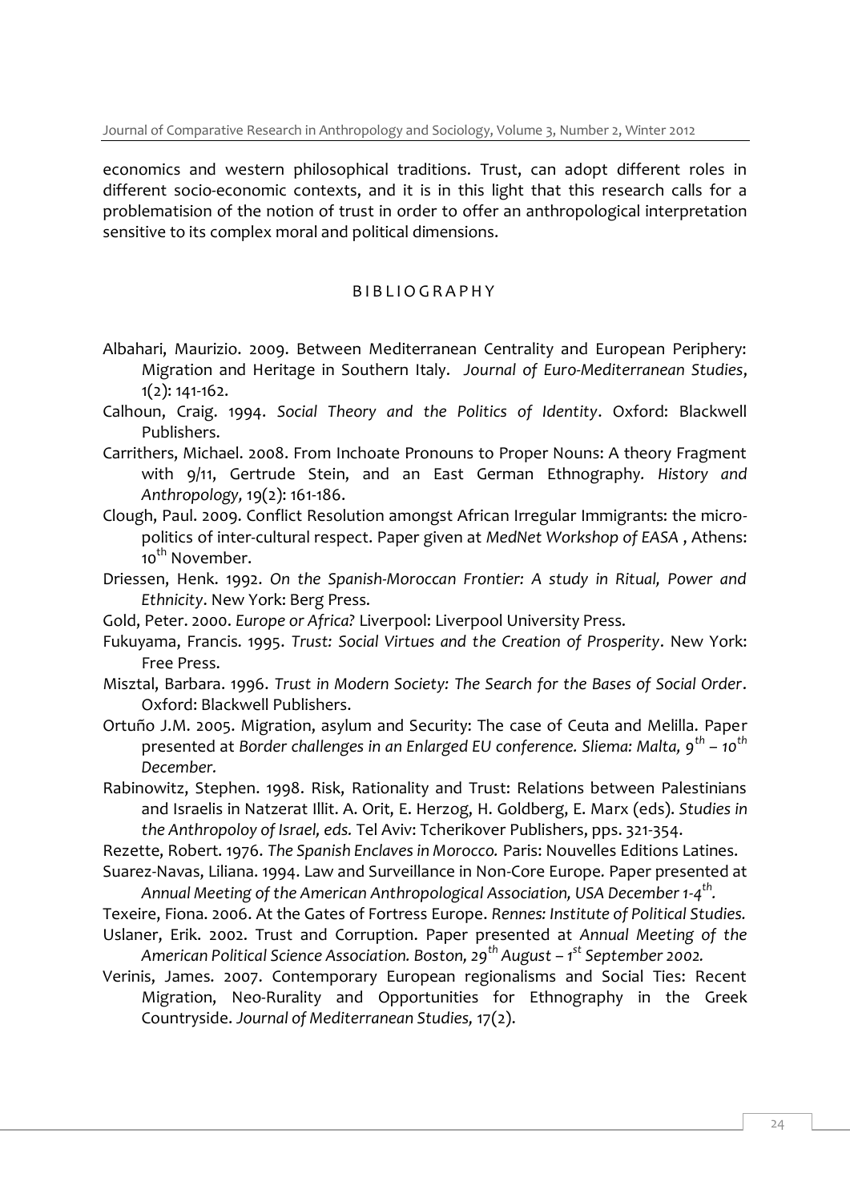economics and western philosophical traditions. Trust, can adopt different roles in different socio-economic contexts, and it is in this light that this research calls for a problematisiоn of the notion of trust in order to offer an anthropological interpretation sensitive to its complex moral and political dimensions.

## BIBLIOGRAPHY

Albahari, Maurizio. 2009. Between Mediterranean Centrality and European Periphery: Migration and Heritage in Southern Italy. *Journal of Euro-Mediterranean Studies*, 1(2): 141-162.

Calhoun, Craig. 1994. *Social Theory and the Politics of Identity*. Oxford: Blackwell Publishers.

Carrithers, Michael. 2008. From Inchoate Pronouns to Proper Nouns: A theory Fragment with 9/11, Gertrude Stein, and an East German Ethnography. *History and Anthropology*, 19(2): 161-186.

Clough, Paul. 2009. Conflict Resolution amongst African Irregular Immigrants: the micro-politics of inter-cultural respect. Paper given at *MedNet Workshop of EASA* , Athens: 10th November.

Driessen, Henk. 1992. *On the Spanish-Moroccan Frontier: A study in Ritual, Power and Ethnicity*. New York: Berg Press.

Gold, Peter. 2000. *Europe or Africa?* Liverpool: Liverpool University Press.

Fukuyama, Francis. 1995. *Trust: Social Virtues and the Creation of Prosperity*. New York: Free Press.

Misztal, Barbara. 1996. *Trust in Modern Society: The Search for the Bases of Social Order*. Oxford: Blackwell Publishers.

Ortuño J.M. 2005. Migration, asylum and Security: The case of Ceuta and Melilla. Paper presented at *Border challenges in an Enlarged EU conference. Sliema: Malta, 9th – 10th December.*

Rabinowitz, Stephen. 1998. Risk, Rationality and Trust: Relations between Palestinians and Israelis in Natzerat Illit. A. Orit, E. Herzog, H. Goldberg, E. Marx (eds). *Studies in the Anthropoloy of Israel, eds.* Tel Aviv: Tcherikover Publishers, pps. 321-354.

Rezette, Robert. 1976. *The Spanish Enclaves in Morocco.* Paris: Nouvelles Editions Latines.

Suarez-Navas, Liliana. 1994. Law and Surveillance in Non-Core Europe. Paper presented at *Annual Meeting of the American Anthropological Association, USA December 1-4th.*

Texeire, Fiona. 2006. At the Gates of Fortress Europe. *Rennes: Institute of Political Studies.*

Uslaner, Erik. 2002. Trust and Corruption. Paper presented at *Annual Meeting of the American Political Science Association. Boston, 29th August – 1st September 2002.*

Verinis, James. 2007. Contemporary European regionalisms and Social Ties: Recent Migration, Neo-Rurality and Opportunities for Ethnography in the Greek Countryside. *Journal of Mediterranean Studies,* 17(2).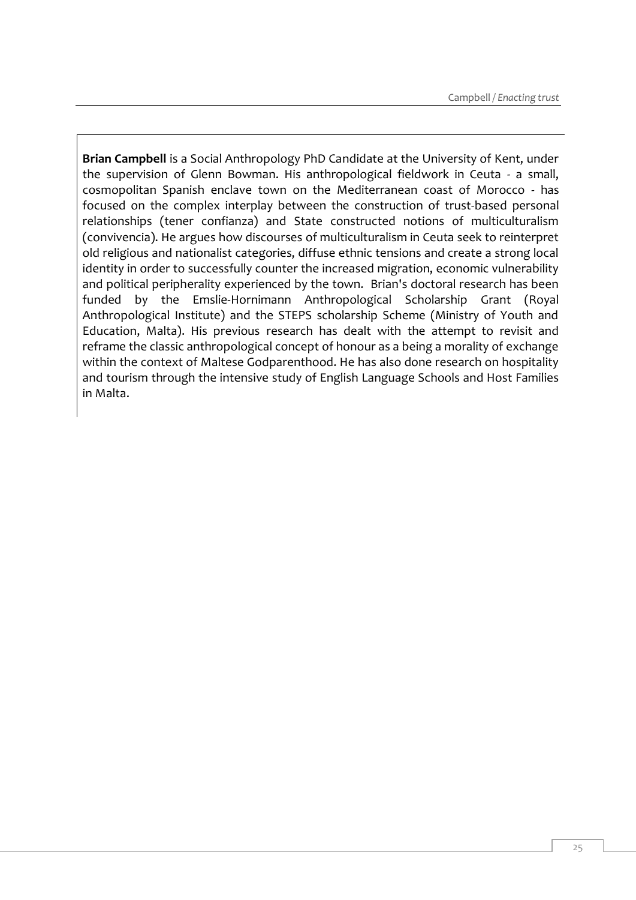**Brian Campbell** is a Social Anthropology PhD Candidate at the University of Kent, under the supervision of Glenn Bowman. His anthropological fieldwork in Ceuta - a small, cosmopolitan Spanish enclave town on the Mediterranean coast of Morocco - has focused on the complex interplay between the construction of trust-based personal relationships (tener confianza) and State constructed notions of multiculturalism (convivencia). He argues how discourses of multiculturalism in Ceuta seek to reinterpret old religious and nationalist categories, diffuse ethnic tensions and create a strong local identity in order to successfully counter the increased migration, economic vulnerability and political peripherality experienced by the town. Brian's doctoral research has been funded by the Emslie-Hornimann Anthropological Scholarship Grant (Royal Anthropological Institute) and the STEPS scholarship Scheme (Ministry of Youth and Education, Malta). His previous research has dealt with the attempt to revisit and reframe the classic anthropological concept of honour as a being a morality of exchange within the context of Maltese Godparenthood. He has also done research on hospitality and tourism through the intensive study of English Language Schools and Host Families in Malta.